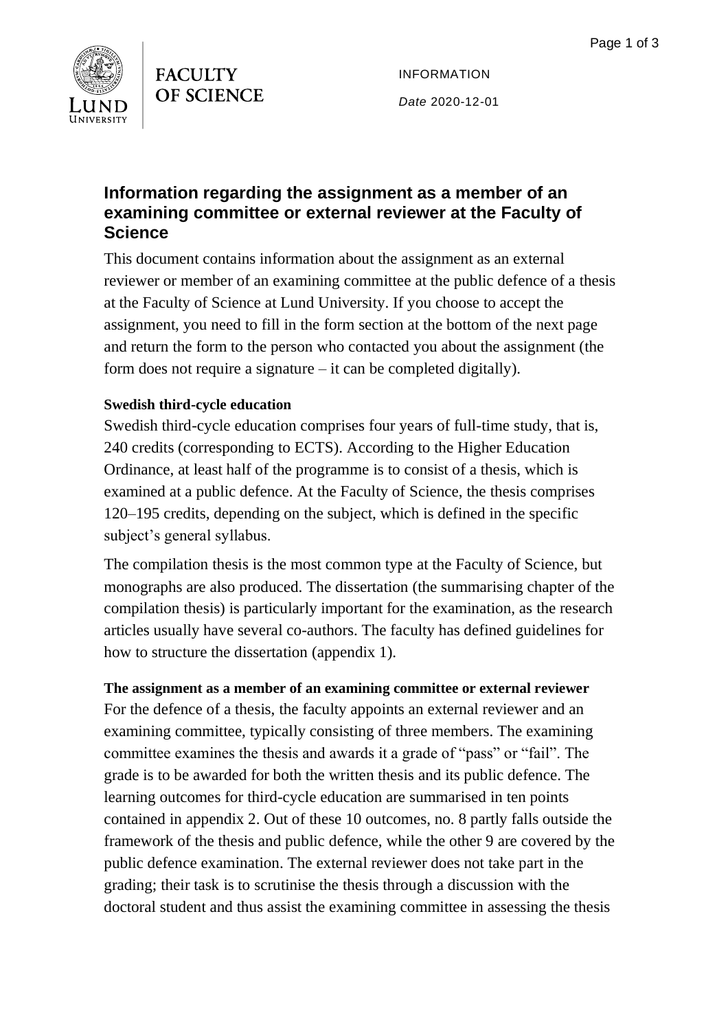FACULTY OF SCIENCE

INFORMATION

*Date* 2020-12-01

# Information regarding the assignment as a member of an examining committee or external reviewer at the Faculty of Science

This document contains information about the assignment as an external reviewer or member of an examining committee at the public defence of a thesis at the Faculty of Science at Lund University. If you choose to accept the assignment, you need to fill in the form section at the bottom of the next page and return the form to the person who contacted you about the assignment (the form does not require a signature – it can be completed digitally).

**Swedish third-cycle education**

Swedish third-cycle education comprises four years of full-time study, that is, 240 credits (corresponding to ECTS). According to the Higher Education Ordinance, at least half of the programme is to consist of a thesis, which is examined at a public defence. At the Faculty of Science, the thesis comprises 120–195 credits, depending on the subject, which is defined in the specific subject's general syllabus.

The compilation thesis is the most common type at the Faculty of Science, but monographs are also produced. The dissertation (the summarising chapter of the compilation thesis) is particularly important for the examination, as the research articles usually have several co-authors. The faculty has defined guidelines for how to structure the dissertation (appendix 1).

**The assignment as a member of an examining committee or external reviewer**

For the defence of a thesis, the faculty appoints an external reviewer and an examining committee, typically consisting of three members. The examining committee examines the thesis and awards it a grade of "pass" or "fail". The grade is to be awarded for both the written thesis and its public defence. The learning outcomes for third-cycle education are summarised in ten points contained in appendix 2. Out of these 10 outcomes, no. 8 partly falls outside the framework of the thesis and public defence, while the other 9 are covered by the public defence examination. The external reviewer does not take part in the grading; their task is to scrutinise the thesis through a discussion with the doctoral student and thus assist the examining committee in assessing the thesis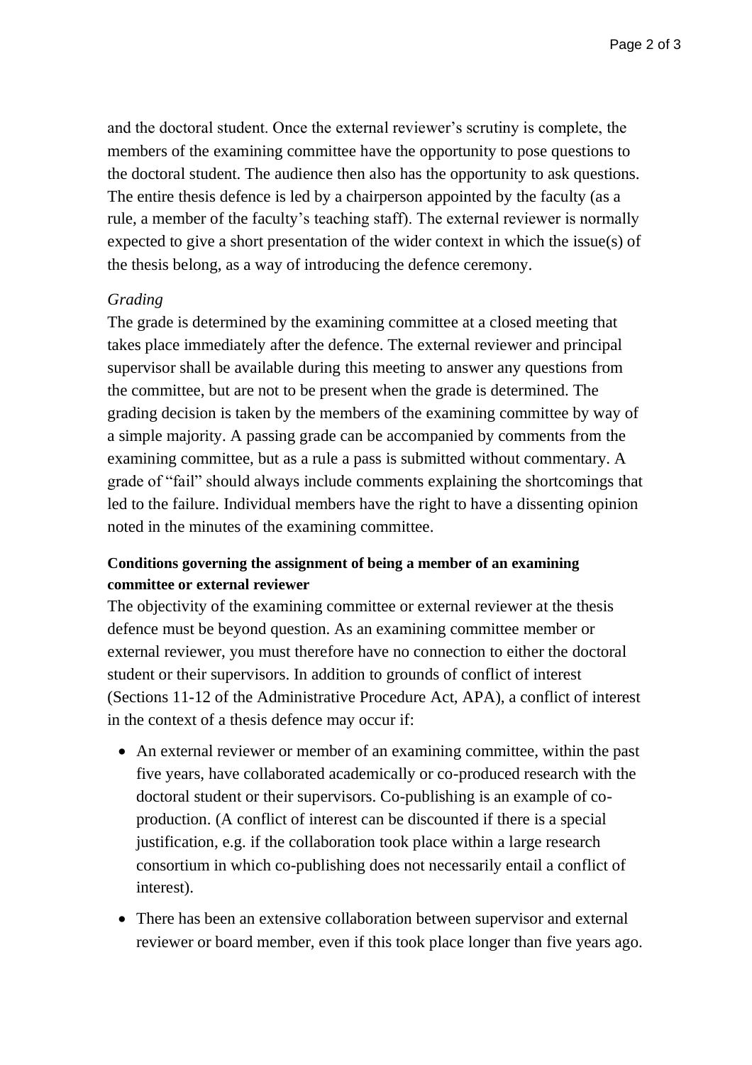and the doctoral student. Once the external reviewer's scrutiny is complete, the members of the examining committee have the opportunity to pose questions to the doctoral student. The audience then also has the opportunity to ask questions. The entire thesis defence is led by a chairperson appointed by the faculty (as a rule, a member of the faculty's teaching staff). The external reviewer is normally expected to give a short presentation of the wider context in which the issue(s) of the thesis belong, as a way of introducing the defence ceremony.

*Grading*

The grade is determined by the examining committee at a closed meeting that takes place immediately after the defence. The external reviewer and principal supervisor shall be available during this meeting to answer any questions from the committee, but are not to be present when the grade is determined. The grading decision is taken by the members of the examining committee by way of a simple majority. A passing grade can be accompanied by comments from the examining committee, but as a rule a pass is submitted without commentary. A grade of "fail" should always include comments explaining the shortcomings that led to the failure. Individual members have the right to have a dissenting opinion noted in the minutes of the examining committee.

**Conditions governing the assignment of being a member of an examining committee or external reviewer**

The objectivity of the examining committee or external reviewer at the thesis defence must be beyond question. As an examining committee member or external reviewer, you must therefore have no connection to either the doctoral student or their supervisors. In addition to grounds of conflict of interest (Sections 11-12 of the Administrative Procedure Act, APA), a conflict of interest in the context of a thesis defence may occur if:

- An external reviewer or member of an examining committee, within the past five years, have collaborated academically or co-produced research with the doctoral student or their supervisors. Co-publishing is an example of co-production. (A conflict of interest can be discounted if there is a special justification, e.g. if the collaboration took place within a large research consortium in which co-publishing does not necessarily entail a conflict of interest).
- There has been an extensive collaboration between supervisor and external reviewer or board member, even if this took place longer than five years ago.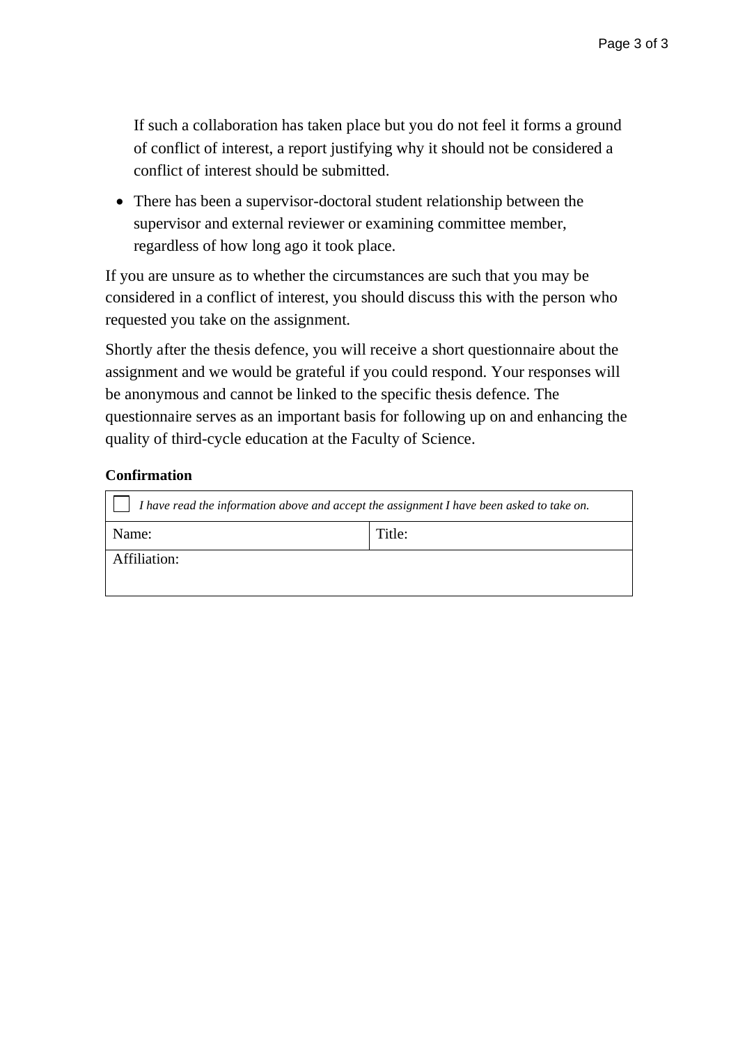If such a collaboration has taken place but you do not feel it forms a ground of conflict of interest, a report justifying why it should not be considered a conflict of interest should be submitted.

- There has been a supervisor-doctoral student relationship between the supervisor and external reviewer or examining committee member, regardless of how long ago it took place.

If you are unsure as to whether the circumstances are such that you may be considered in a conflict of interest, you should discuss this with the person who requested you take on the assignment.

Shortly after the thesis defence, you will receive a short questionnaire about the assignment and we would be grateful if you could respond. Your responses will be anonymous and cannot be linked to the specific thesis defence. The questionnaire serves as an important basis for following up on and enhancing the quality of third-cycle education at the Faculty of Science.

**Confirmation**

| | |
|---|---|
| ☐ *I have read the information above and accept the assignment I have been asked to take on.* | |
| Name: | Title: |
| Affiliation: | |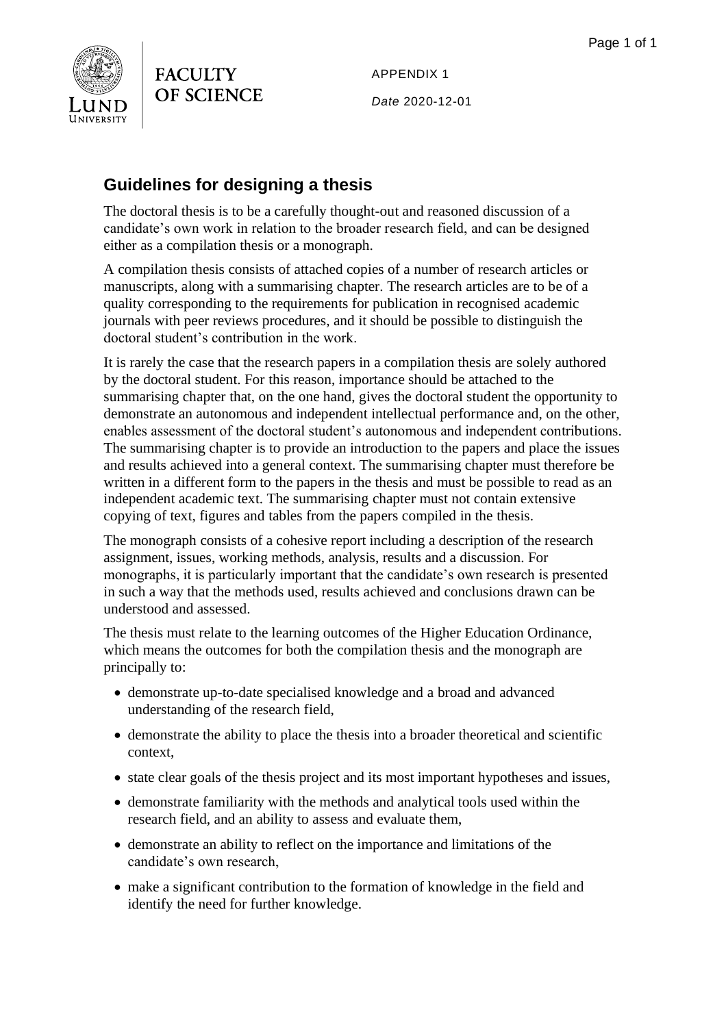FACULTY OF SCIENCE

APPENDIX 1

*Date* 2020-12-01

## Guidelines for designing a thesis

The doctoral thesis is to be a carefully thought-out and reasoned discussion of a candidate's own work in relation to the broader research field, and can be designed either as a compilation thesis or a monograph.

A compilation thesis consists of attached copies of a number of research articles or manuscripts, along with a summarising chapter. The research articles are to be of a quality corresponding to the requirements for publication in recognised academic journals with peer reviews procedures, and it should be possible to distinguish the doctoral student's contribution in the work.

It is rarely the case that the research papers in a compilation thesis are solely authored by the doctoral student. For this reason, importance should be attached to the summarising chapter that, on the one hand, gives the doctoral student the opportunity to demonstrate an autonomous and independent intellectual performance and, on the other, enables assessment of the doctoral student's autonomous and independent contributions. The summarising chapter is to provide an introduction to the papers and place the issues and results achieved into a general context. The summarising chapter must therefore be written in a different form to the papers in the thesis and must be possible to read as an independent academic text. The summarising chapter must not contain extensive copying of text, figures and tables from the papers compiled in the thesis.

The monograph consists of a cohesive report including a description of the research assignment, issues, working methods, analysis, results and a discussion. For monographs, it is particularly important that the candidate's own research is presented in such a way that the methods used, results achieved and conclusions drawn can be understood and assessed.

The thesis must relate to the learning outcomes of the Higher Education Ordinance, which means the outcomes for both the compilation thesis and the monograph are principally to:

- demonstrate up-to-date specialised knowledge and a broad and advanced understanding of the research field,
- demonstrate the ability to place the thesis into a broader theoretical and scientific context,
- state clear goals of the thesis project and its most important hypotheses and issues,
- demonstrate familiarity with the methods and analytical tools used within the research field, and an ability to assess and evaluate them,
- demonstrate an ability to reflect on the importance and limitations of the candidate's own research,
- make a significant contribution to the formation of knowledge in the field and identify the need for further knowledge.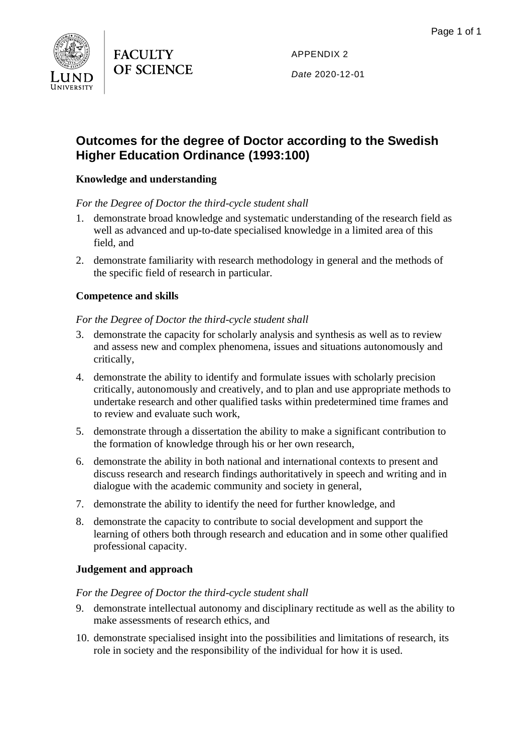FACULTY OF SCIENCE

APPENDIX 2

*Date* 2020-12-01

# Outcomes for the degree of Doctor according to the Swedish Higher Education Ordinance (1993:100)

### Knowledge and understanding

*For the Degree of Doctor the third-cycle student shall*

1. demonstrate broad knowledge and systematic understanding of the research field as well as advanced and up-to-date specialised knowledge in a limited area of this field, and
2. demonstrate familiarity with research methodology in general and the methods of the specific field of research in particular.

### Competence and skills

*For the Degree of Doctor the third-cycle student shall*

3. demonstrate the capacity for scholarly analysis and synthesis as well as to review and assess new and complex phenomena, issues and situations autonomously and critically,
4. demonstrate the ability to identify and formulate issues with scholarly precision critically, autonomously and creatively, and to plan and use appropriate methods to undertake research and other qualified tasks within predetermined time frames and to review and evaluate such work,
5. demonstrate through a dissertation the ability to make a significant contribution to the formation of knowledge through his or her own research,
6. demonstrate the ability in both national and international contexts to present and discuss research and research findings authoritatively in speech and writing and in dialogue with the academic community and society in general,
7. demonstrate the ability to identify the need for further knowledge, and
8. demonstrate the capacity to contribute to social development and support the learning of others both through research and education and in some other qualified professional capacity.

### Judgement and approach

*For the Degree of Doctor the third-cycle student shall*

9. demonstrate intellectual autonomy and disciplinary rectitude as well as the ability to make assessments of research ethics, and
10. demonstrate specialised insight into the possibilities and limitations of research, its role in society and the responsibility of the individual for how it is used.